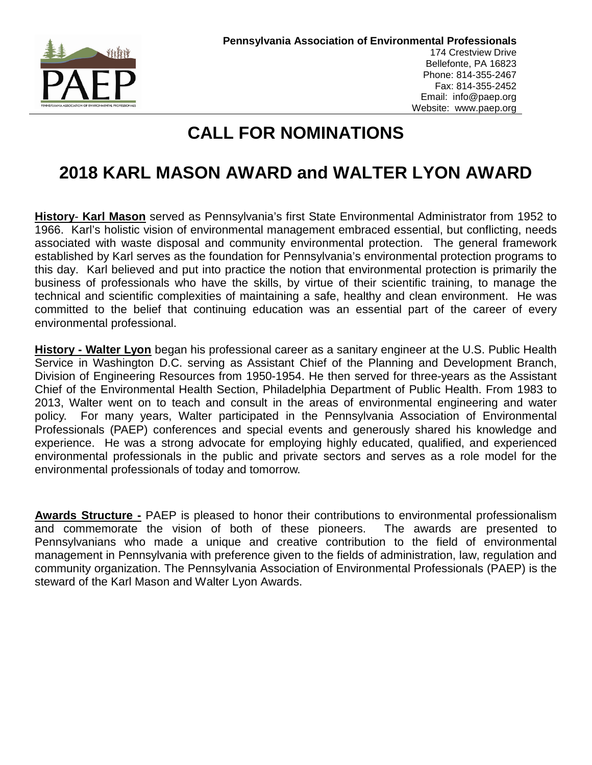**Pennsylvania Association of Environmental Professionals**
174 Crestview Drive
Bellefonte, PA 16823
Phone: 814-355-2467
Fax: 814-355-2452
Email: info@paep.org
Website: www.paep.org

# CALL FOR NOMINATIONS

# 2018 KARL MASON AWARD and WALTER LYON AWARD

**History- Karl Mason** served as Pennsylvania's first State Environmental Administrator from 1952 to 1966. Karl's holistic vision of environmental management embraced essential, but conflicting, needs associated with waste disposal and community environmental protection. The general framework established by Karl serves as the foundation for Pennsylvania's environmental protection programs to this day. Karl believed and put into practice the notion that environmental protection is primarily the business of professionals who have the skills, by virtue of their scientific training, to manage the technical and scientific complexities of maintaining a safe, healthy and clean environment. He was committed to the belief that continuing education was an essential part of the career of every environmental professional.

**History - Walter Lyon** began his professional career as a sanitary engineer at the U.S. Public Health Service in Washington D.C. serving as Assistant Chief of the Planning and Development Branch, Division of Engineering Resources from 1950-1954. He then served for three-years as the Assistant Chief of the Environmental Health Section, Philadelphia Department of Public Health. From 1983 to 2013, Walter went on to teach and consult in the areas of environmental engineering and water policy. For many years, Walter participated in the Pennsylvania Association of Environmental Professionals (PAEP) conferences and special events and generously shared his knowledge and experience. He was a strong advocate for employing highly educated, qualified, and experienced environmental professionals in the public and private sectors and serves as a role model for the environmental professionals of today and tomorrow.

**Awards Structure -** PAEP is pleased to honor their contributions to environmental professionalism and commemorate the vision of both of these pioneers. The awards are presented to Pennsylvanians who made a unique and creative contribution to the field of environmental management in Pennsylvania with preference given to the fields of administration, law, regulation and community organization. The Pennsylvania Association of Environmental Professionals (PAEP) is the steward of the Karl Mason and Walter Lyon Awards.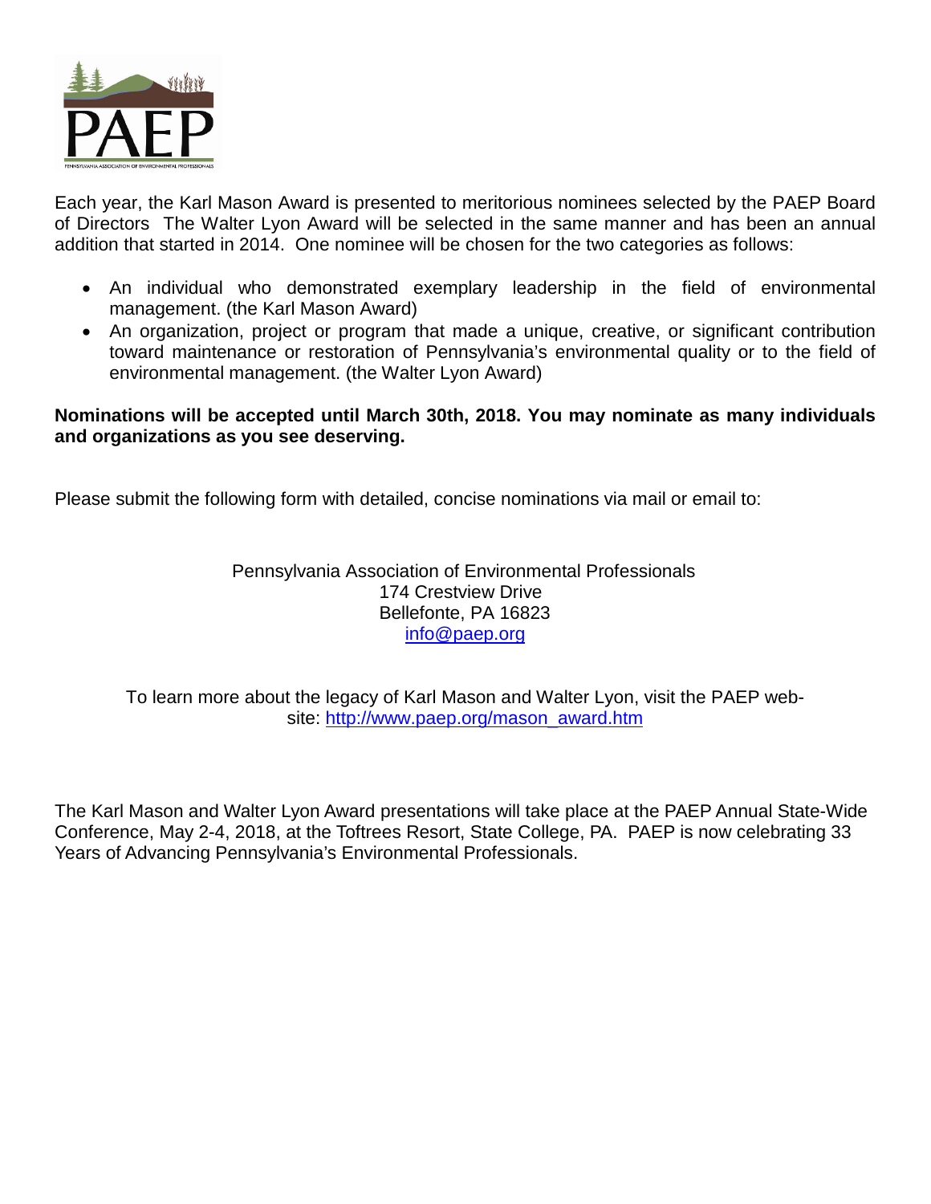Each year, the Karl Mason Award is presented to meritorious nominees selected by the PAEP Board of Directors The Walter Lyon Award will be selected in the same manner and has been an annual addition that started in 2014. One nominee will be chosen for the two categories as follows:

- An individual who demonstrated exemplary leadership in the field of environmental management. (the Karl Mason Award)
- An organization, project or program that made a unique, creative, or significant contribution toward maintenance or restoration of Pennsylvania's environmental quality or to the field of environmental management. (the Walter Lyon Award)

**Nominations will be accepted until March 30th, 2018. You may nominate as many individuals and organizations as you see deserving.**

Please submit the following form with detailed, concise nominations via mail or email to:

Pennsylvania Association of Environmental Professionals
174 Crestview Drive
Bellefonte, PA 16823
info@paep.org

To learn more about the legacy of Karl Mason and Walter Lyon, visit the PAEP web-site: http://www.paep.org/mason_award.htm

The Karl Mason and Walter Lyon Award presentations will take place at the PAEP Annual State-Wide Conference, May 2-4, 2018, at the Toftrees Resort, State College, PA. PAEP is now celebrating 33 Years of Advancing Pennsylvania's Environmental Professionals.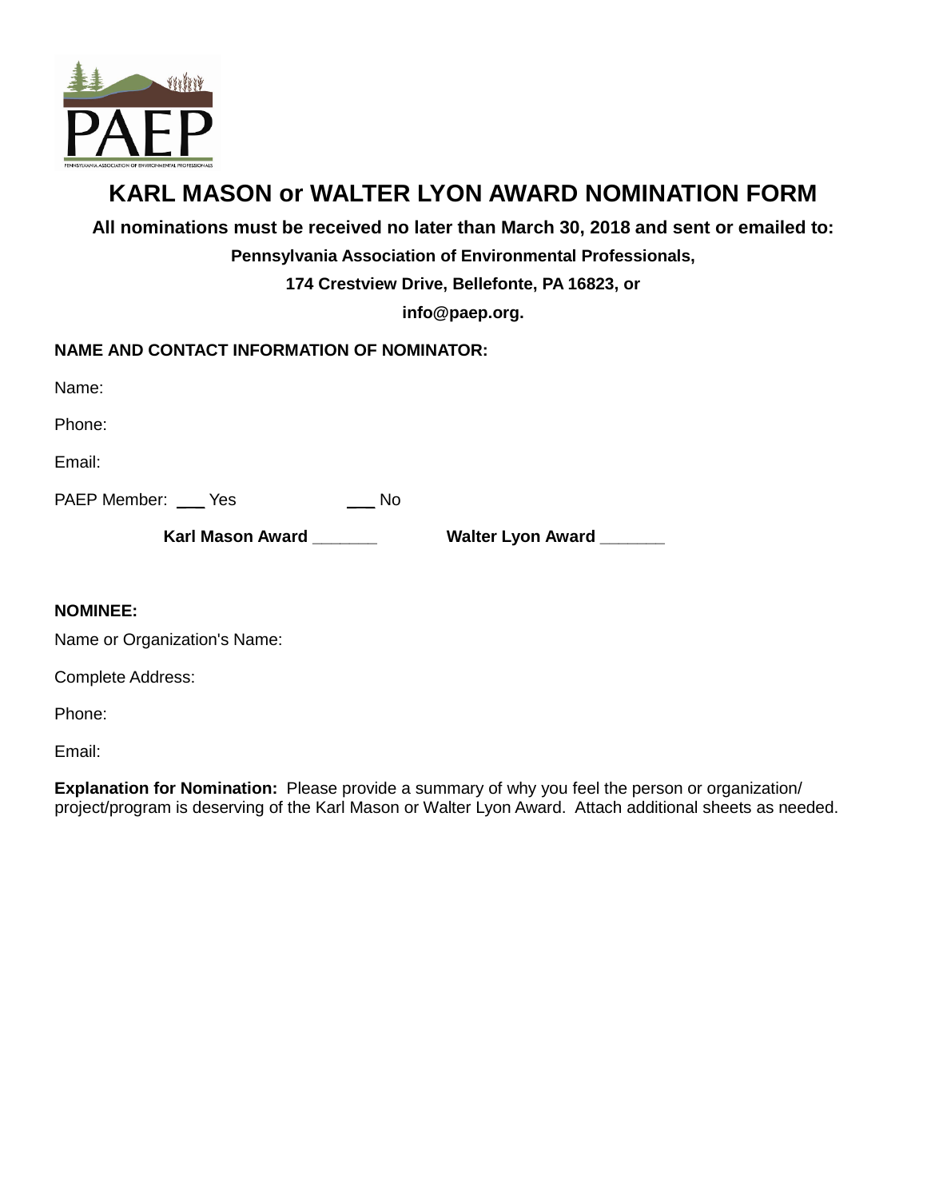PAEP

# KARL MASON or WALTER LYON AWARD NOMINATION FORM

**All nominations must be received no later than March 30, 2018 and sent or emailed to:**

**Pennsylvania Association of Environmental Professionals,**

**174 Crestview Drive, Bellefonte, PA 16823, or**

**info@paep.org.**

**NAME AND CONTACT INFORMATION OF NOMINATOR:**

Name:

Phone:

Email:

PAEP Member: ___ Yes ___ No

**Karl Mason Award _______** **Walter Lyon Award _______**

**NOMINEE:**

Name or Organization's Name:

Complete Address:

Phone:

Email:

**Explanation for Nomination:** Please provide a summary of why you feel the person or organization/ project/program is deserving of the Karl Mason or Walter Lyon Award. Attach additional sheets as needed.